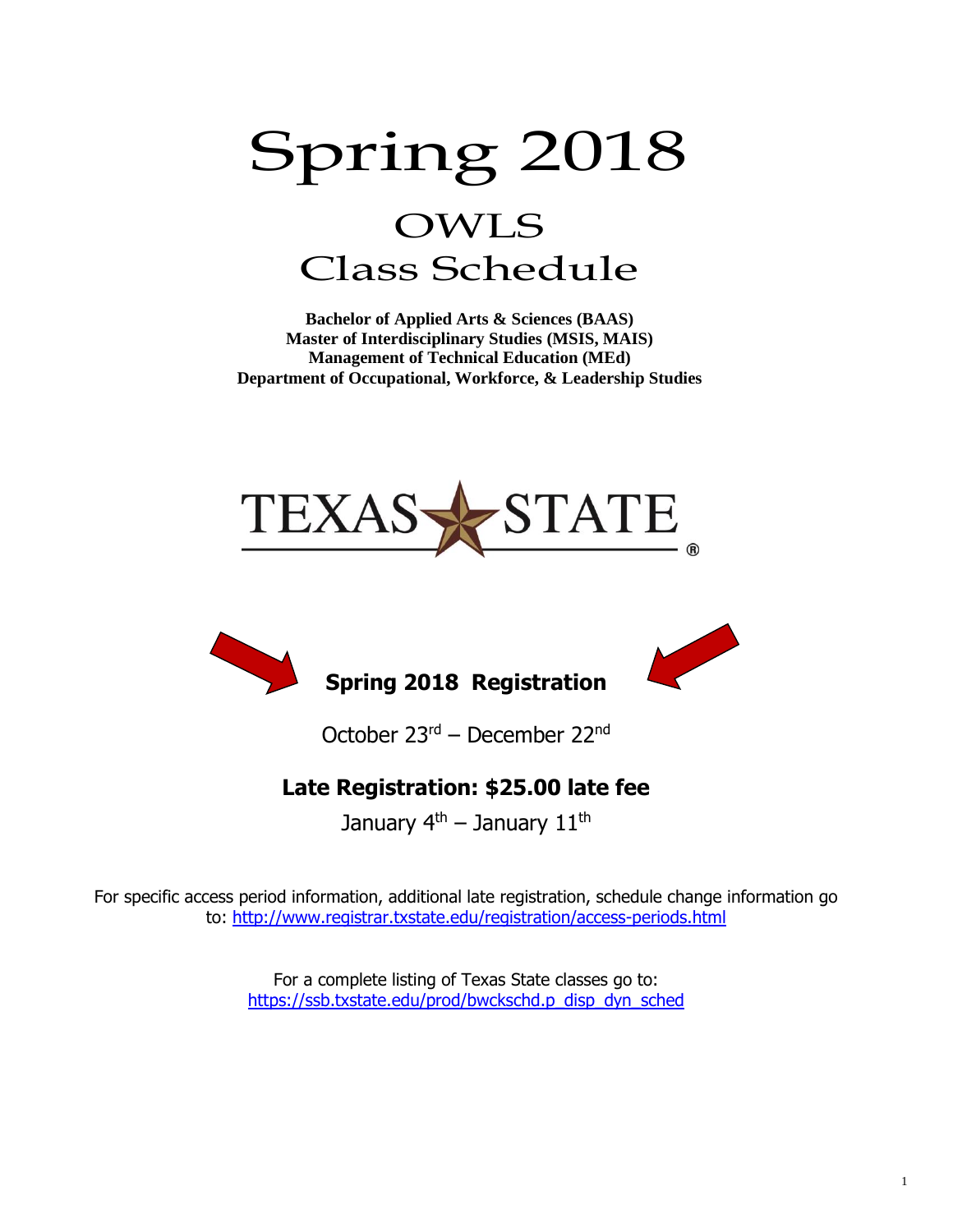# Spring 2018

## OWLS
## Class Schedule

**Bachelor of Applied Arts & Sciences (BAAS)**
**Master of Interdisciplinary Studies (MSIS, MAIS)**
**Management of Technical Education (MEd)**
**Department of Occupational, Workforce, & Leadership Studies**

TEXAS STATE

## Spring 2018 Registration

October 23rd – December 22nd

## Late Registration: $25.00 late fee

January 4th – January 11th

For specific access period information, additional late registration, schedule change information go to: http://www.registrar.txstate.edu/registration/access-periods.html

For a complete listing of Texas State classes go to: https://ssb.txstate.edu/prod/bwckschd.p_disp_dyn_sched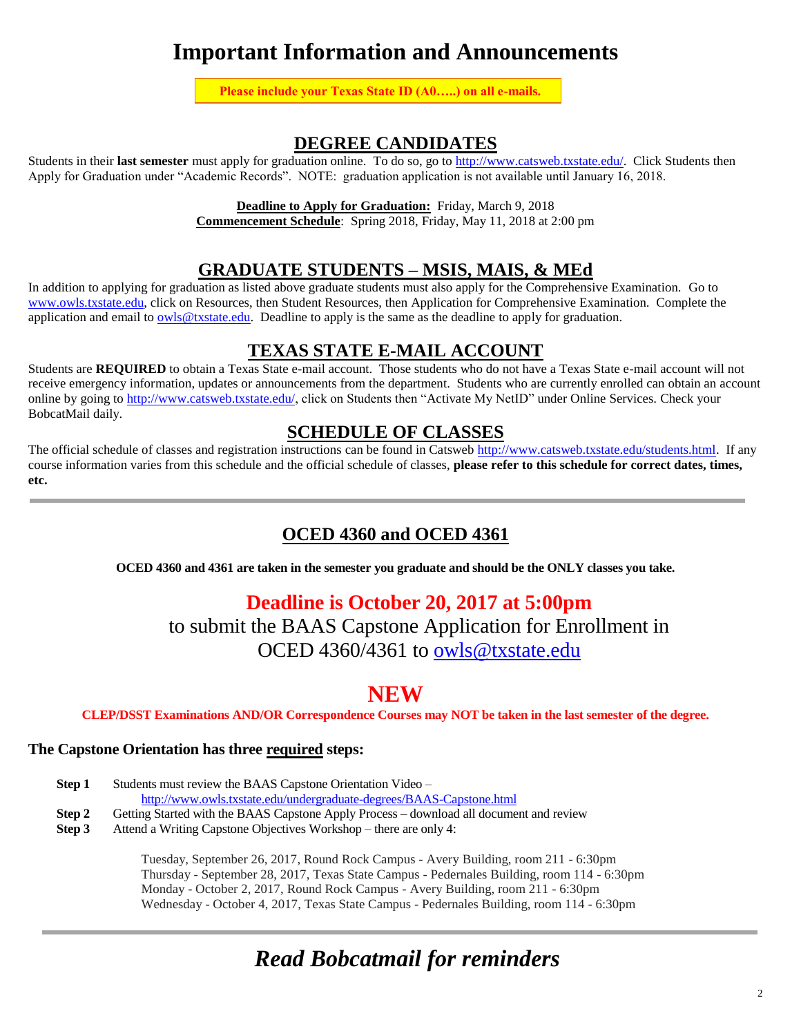# Important Information and Announcements

**Please include your Texas State ID (A0…..) on all e-mails.**

## DEGREE CANDIDATES

Students in their **last semester** must apply for graduation online. To do so, go to http://www.catsweb.txstate.edu/. Click Students then Apply for Graduation under "Academic Records". NOTE: graduation application is not available until January 16, 2018.

**Deadline to Apply for Graduation:** Friday, March 9, 2018
**Commencement Schedule**: Spring 2018, Friday, May 11, 2018 at 2:00 pm

## GRADUATE STUDENTS – MSIS, MAIS, & MEd

In addition to applying for graduation as listed above graduate students must also apply for the Comprehensive Examination. Go to www.owls.txstate.edu, click on Resources, then Student Resources, then Application for Comprehensive Examination. Complete the application and email to owls@txstate.edu. Deadline to apply is the same as the deadline to apply for graduation.

## TEXAS STATE E-MAIL ACCOUNT

Students are **REQUIRED** to obtain a Texas State e-mail account. Those students who do not have a Texas State e-mail account will not receive emergency information, updates or announcements from the department. Students who are currently enrolled can obtain an account online by going to http://www.catsweb.txstate.edu/, click on Students then "Activate My NetID" under Online Services. Check your BobcatMail daily.

## SCHEDULE OF CLASSES

The official schedule of classes and registration instructions can be found in Catsweb http://www.catsweb.txstate.edu/students.html. If any course information varies from this schedule and the official schedule of classes, **please refer to this schedule for correct dates, times, etc.**

---

## OCED 4360 and OCED 4361

**OCED 4360 and 4361 are taken in the semester you graduate and should be the ONLY classes you take.**

**Deadline is October 20, 2017 at 5:00pm**

to submit the BAAS Capstone Application for Enrollment in OCED 4360/4361 to owls@txstate.edu

## NEW

**CLEP/DSST Examinations AND/OR Correspondence Courses may NOT be taken in the last semester of the degree.**

**The Capstone Orientation has three required steps:**

- **Step 1** Students must review the BAAS Capstone Orientation Video – http://www.owls.txstate.edu/undergraduate-degrees/BAAS-Capstone.html
- **Step 2** Getting Started with the BAAS Capstone Apply Process – download all document and review
- **Step 3** Attend a Writing Capstone Objectives Workshop – there are only 4:

  Tuesday, September 26, 2017, Round Rock Campus - Avery Building, room 211 - 6:30pm
  Thursday - September 28, 2017, Texas State Campus - Pedernales Building, room 114 - 6:30pm
  Monday - October 2, 2017, Round Rock Campus - Avery Building, room 211 - 6:30pm
  Wednesday - October 4, 2017, Texas State Campus - Pedernales Building, room 114 - 6:30pm

---

## *Read Bobcatmail for reminders*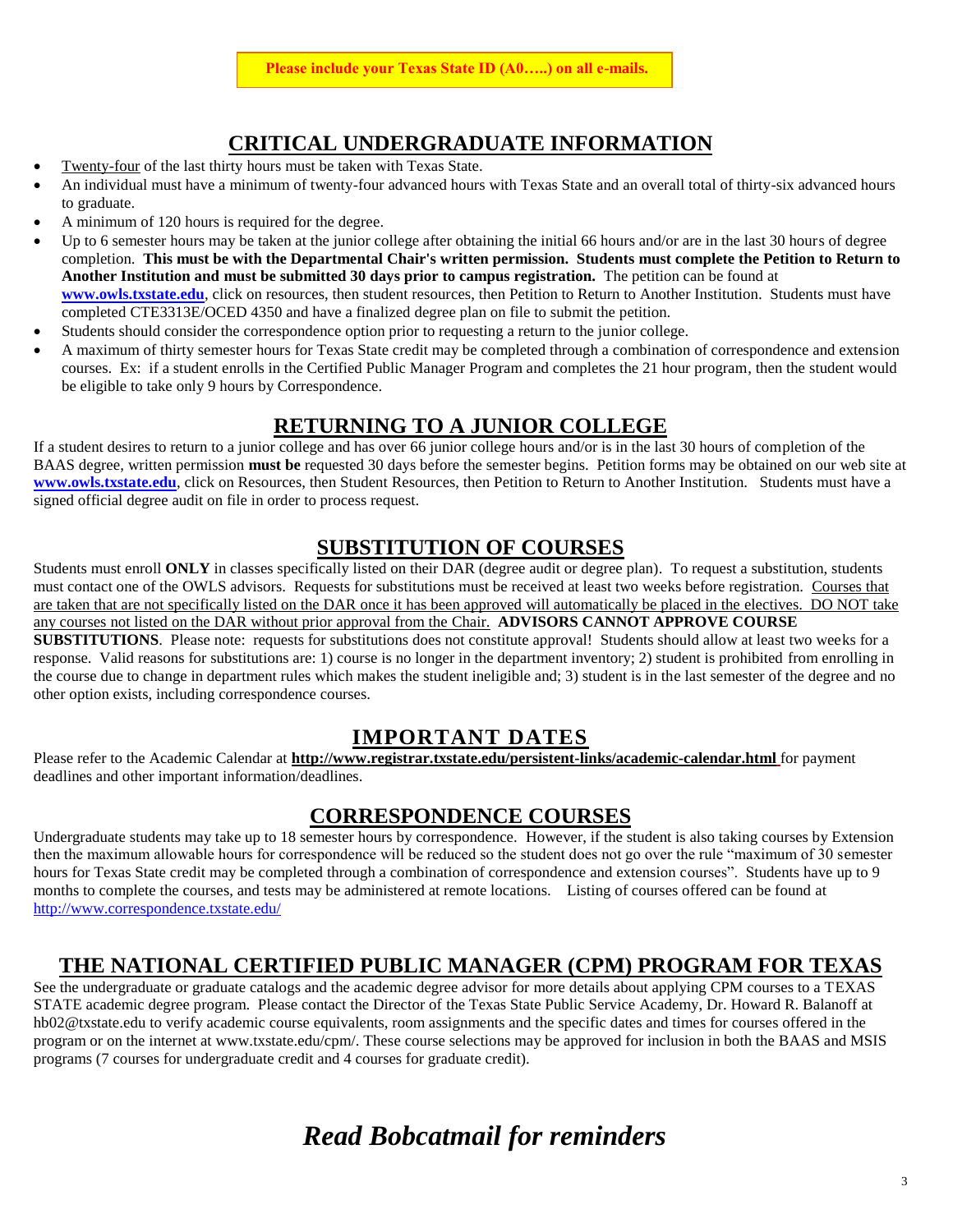**Please include your Texas State ID (A0…..) on all e-mails.**

## CRITICAL UNDERGRADUATE INFORMATION

- Twenty-four of the last thirty hours must be taken with Texas State.
- An individual must have a minimum of twenty-four advanced hours with Texas State and an overall total of thirty-six advanced hours to graduate.
- A minimum of 120 hours is required for the degree.
- Up to 6 semester hours may be taken at the junior college after obtaining the initial 66 hours and/or are in the last 30 hours of degree completion. **This must be with the Departmental Chair's written permission. Students must complete the Petition to Return to Another Institution and must be submitted 30 days prior to campus registration.** The petition can be found at **www.owls.txstate.edu**, click on resources, then student resources, then Petition to Return to Another Institution. Students must have completed CTE3313E/OCED 4350 and have a finalized degree plan on file to submit the petition.
- Students should consider the correspondence option prior to requesting a return to the junior college.
- A maximum of thirty semester hours for Texas State credit may be completed through a combination of correspondence and extension courses. Ex: if a student enrolls in the Certified Public Manager Program and completes the 21 hour program, then the student would be eligible to take only 9 hours by Correspondence.

## RETURNING TO A JUNIOR COLLEGE

If a student desires to return to a junior college and has over 66 junior college hours and/or is in the last 30 hours of completion of the BAAS degree, written permission **must be** requested 30 days before the semester begins. Petition forms may be obtained on our web site at **www.owls.txstate.edu**, click on Resources, then Student Resources, then Petition to Return to Another Institution. Students must have a signed official degree audit on file in order to process request.

## SUBSTITUTION OF COURSES

Students must enroll **ONLY** in classes specifically listed on their DAR (degree audit or degree plan). To request a substitution, students must contact one of the OWLS advisors. Requests for substitutions must be received at least two weeks before registration. Courses that are taken that are not specifically listed on the DAR once it has been approved will automatically be placed in the electives. DO NOT take any courses not listed on the DAR without prior approval from the Chair. **ADVISORS CANNOT APPROVE COURSE SUBSTITUTIONS**. Please note: requests for substitutions does not constitute approval! Students should allow at least two weeks for a response. Valid reasons for substitutions are: 1) course is no longer in the department inventory; 2) student is prohibited from enrolling in the course due to change in department rules which makes the student ineligible and; 3) student is in the last semester of the degree and no other option exists, including correspondence courses.

## IMPORTANT DATES

Please refer to the Academic Calendar at **http://www.registrar.txstate.edu/persistent-links/academic-calendar.html** for payment deadlines and other important information/deadlines.

## CORRESPONDENCE COURSES

Undergraduate students may take up to 18 semester hours by correspondence. However, if the student is also taking courses by Extension then the maximum allowable hours for correspondence will be reduced so the student does not go over the rule "maximum of 30 semester hours for Texas State credit may be completed through a combination of correspondence and extension courses". Students have up to 9 months to complete the courses, and tests may be administered at remote locations. Listing of courses offered can be found at http://www.correspondence.txstate.edu/

## THE NATIONAL CERTIFIED PUBLIC MANAGER (CPM) PROGRAM FOR TEXAS

See the undergraduate or graduate catalogs and the academic degree advisor for more details about applying CPM courses to a TEXAS STATE academic degree program. Please contact the Director of the Texas State Public Service Academy, Dr. Howard R. Balanoff at hb02@txstate.edu to verify academic course equivalents, room assignments and the specific dates and times for courses offered in the program or on the internet at www.txstate.edu/cpm/. These course selections may be approved for inclusion in both the BAAS and MSIS programs (7 courses for undergraduate credit and 4 courses for graduate credit).

# *Read Bobcatmail for reminders*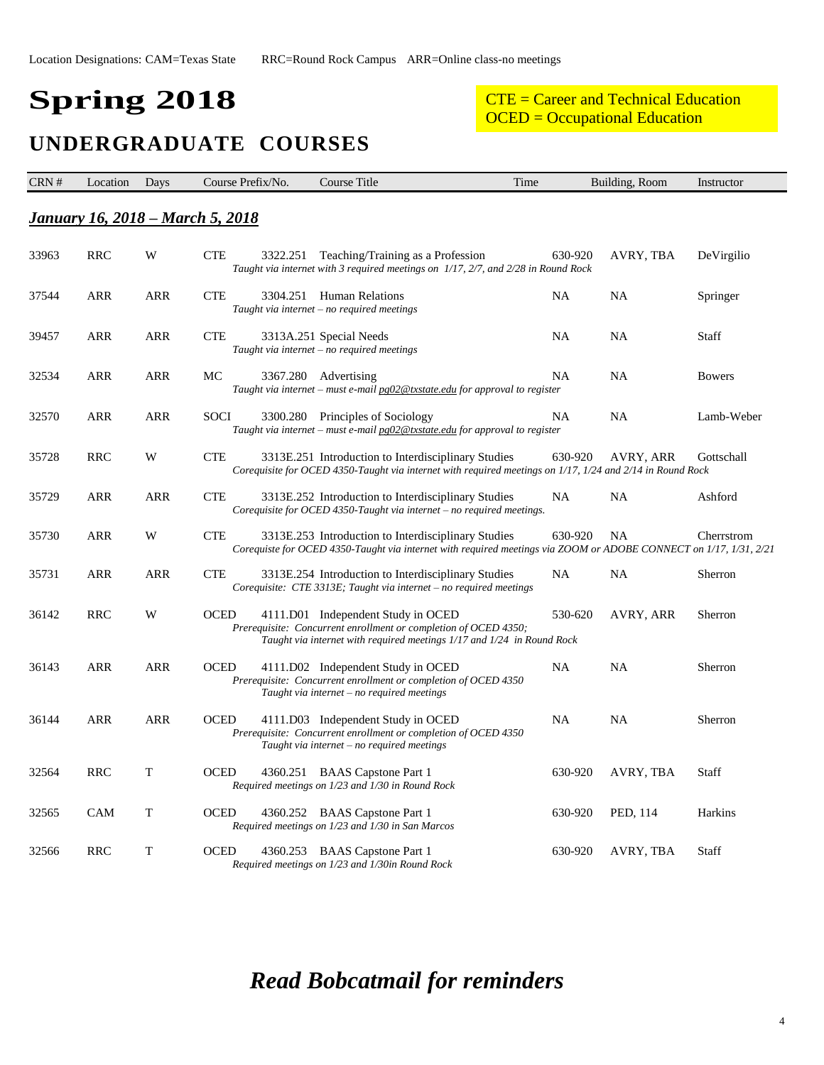Location Designations: CAM=Texas State RRC=Round Rock Campus ARR=Online class-no meetings

# Spring 2018

CTE = Career and Technical Education
OCED = Occupational Education

## UNDERGRADUATE COURSES

| CRN # | Location | Days | Course Prefix/No. | | Course Title | Time | Building, Room | Instructor |
|---|---|---|---|---|---|---|---|---|
| ***January 16, 2018 – March 5, 2018*** | | | | | | | | |
| 33963 | RRC | W | CTE | 3322.251 | Teaching/Training as a Profession<br>*Taught via internet with 3 required meetings on 1/17, 2/7, and 2/28 in Round Rock* | 630-920 | AVRY, TBA | DeVirgilio |
| 37544 | ARR | ARR | CTE | 3304.251 | Human Relations<br>*Taught via internet – no required meetings* | NA | NA | Springer |
| 39457 | ARR | ARR | CTE | 3313A.251 | Special Needs<br>*Taught via internet – no required meetings* | NA | NA | Staff |
| 32534 | ARR | ARR | MC | 3367.280 | Advertising<br>*Taught via internet – must e-mail pg02@txstate.edu for approval to register* | NA | NA | Bowers |
| 32570 | ARR | ARR | SOCI | 3300.280 | Principles of Sociology<br>*Taught via internet – must e-mail pg02@txstate.edu for approval to register* | NA | NA | Lamb-Weber |
| 35728 | RRC | W | CTE | 3313E.251 | Introduction to Interdisciplinary Studies<br>*Corequisite for OCED 4350-Taught via internet with required meetings on 1/17, 1/24 and 2/14 in Round Rock* | 630-920 | AVRY, ARR | Gottschall |
| 35729 | ARR | ARR | CTE | 3313E.252 | Introduction to Interdisciplinary Studies<br>*Corequisite for OCED 4350-Taught via internet – no required meetings.* | NA | NA | Ashford |
| 35730 | ARR | W | CTE | 3313E.253 | Introduction to Interdisciplinary Studies<br>*Corequiste for OCED 4350-Taught via internet with required meetings via ZOOM or ADOBE CONNECT on 1/17, 1/31, 2/21* | 630-920 | NA | Cherrstrom |
| 35731 | ARR | ARR | CTE | 3313E.254 | Introduction to Interdisciplinary Studies<br>*Corequisite: CTE 3313E; Taught via internet – no required meetings* | NA | NA | Sherron |
| 36142 | RRC | W | OCED | 4111.D01 | Independent Study in OCED<br>*Prerequisite: Concurrent enrollment or completion of OCED 4350; Taught via internet with required meetings 1/17 and 1/24 in Round Rock* | 530-620 | AVRY, ARR | Sherron |
| 36143 | ARR | ARR | OCED | 4111.D02 | Independent Study in OCED<br>*Prerequisite: Concurrent enrollment or completion of OCED 4350 Taught via internet – no required meetings* | NA | NA | Sherron |
| 36144 | ARR | ARR | OCED | 4111.D03 | Independent Study in OCED<br>*Prerequisite: Concurrent enrollment or completion of OCED 4350 Taught via internet – no required meetings* | NA | NA | Sherron |
| 32564 | RRC | T | OCED | 4360.251 | BAAS Capstone Part 1<br>*Required meetings on 1/23 and 1/30 in Round Rock* | 630-920 | AVRY, TBA | Staff |
| 32565 | CAM | T | OCED | 4360.252 | BAAS Capstone Part 1<br>*Required meetings on 1/23 and 1/30 in San Marcos* | 630-920 | PED, 114 | Harkins |
| 32566 | RRC | T | OCED | 4360.253 | BAAS Capstone Part 1<br>*Required meetings on 1/23 and 1/30in Round Rock* | 630-920 | AVRY, TBA | Staff |

***Read Bobcatmail for reminders***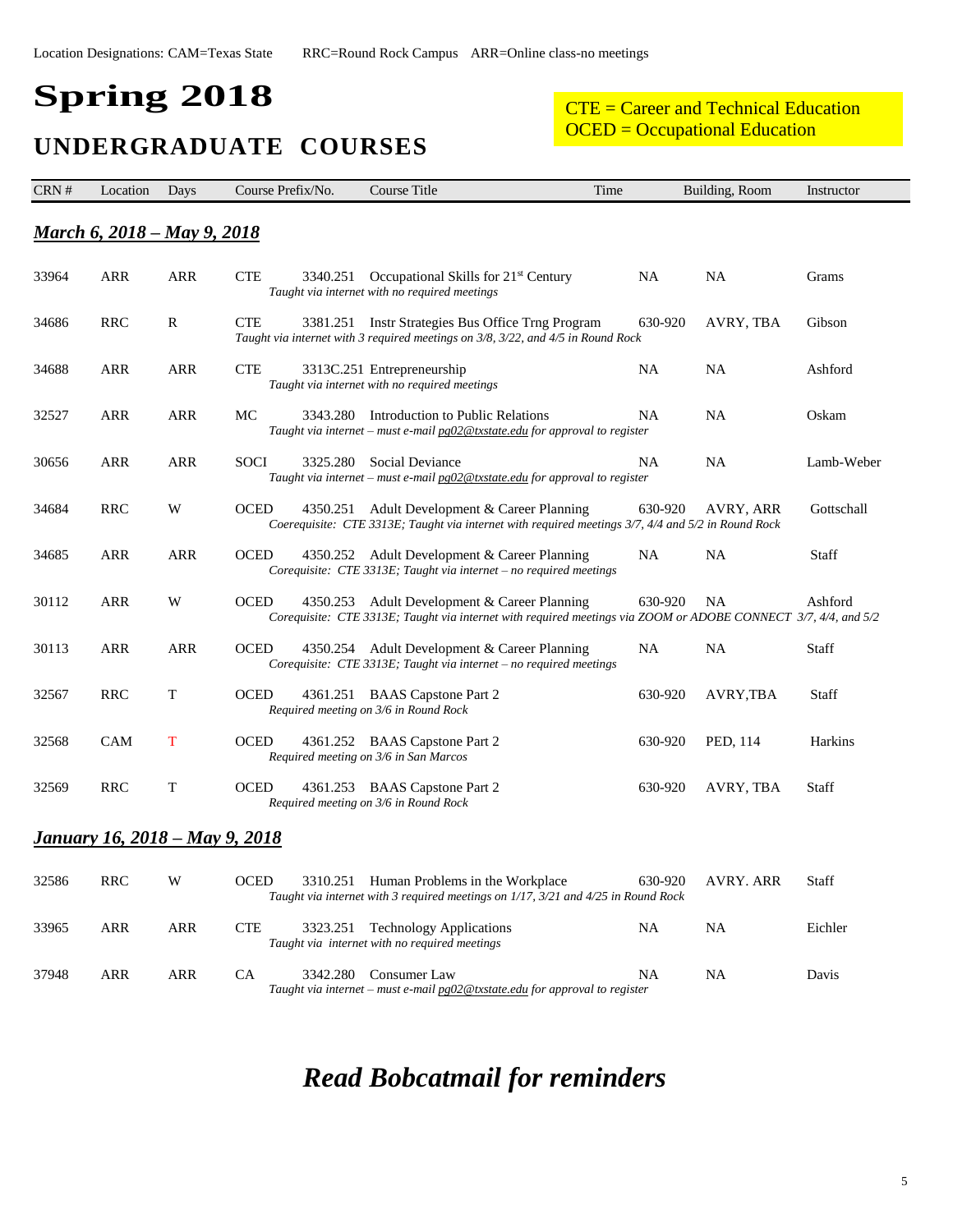Location Designations: CAM=Texas State RRC=Round Rock Campus ARR=Online class-no meetings

# Spring 2018

## UNDERGRADUATE COURSES

CTE = Career and Technical Education
OCED = Occupational Education

| CRN # | Location | Days | Course Prefix/No. | | Course Title | Time | Building, Room | Instructor |
|---|---|---|---|---|---|---|---|---|
| ***March 6, 2018 – May 9, 2018*** | | | | | | | | |
| 33964 | ARR | ARR | CTE | 3340.251 | Occupational Skills for 21st Century<br>*Taught via internet with no required meetings* | NA | NA | Grams |
| 34686 | RRC | R | CTE | 3381.251 | Instr Strategies Bus Office Trng Program<br>*Taught via internet with 3 required meetings on 3/8, 3/22, and 4/5 in Round Rock* | 630-920 | AVRY, TBA | Gibson |
| 34688 | ARR | ARR | CTE | 3313C.251 | Entrepreneurship<br>*Taught via internet with no required meetings* | NA | NA | Ashford |
| 32527 | ARR | ARR | MC | 3343.280 | Introduction to Public Relations<br>*Taught via internet – must e-mail pg02@txstate.edu for approval to register* | NA | NA | Oskam |
| 30656 | ARR | ARR | SOCI | 3325.280 | Social Deviance<br>*Taught via internet – must e-mail pg02@txstate.edu for approval to register* | NA | NA | Lamb-Weber |
| 34684 | RRC | W | OCED | 4350.251 | Adult Development & Career Planning<br>*Coerequisite: CTE 3313E; Taught via internet with required meetings 3/7, 4/4 and 5/2 in Round Rock* | 630-920 | AVRY, ARR | Gottschall |
| 34685 | ARR | ARR | OCED | 4350.252 | Adult Development & Career Planning<br>*Corequisite: CTE 3313E; Taught via internet – no required meetings* | NA | NA | Staff |
| 30112 | ARR | W | OCED | 4350.253 | Adult Development & Career Planning<br>*Corequisite: CTE 3313E; Taught via internet with required meetings via ZOOM or ADOBE CONNECT 3/7, 4/4, and 5/2* | 630-920 | NA | Ashford |
| 30113 | ARR | ARR | OCED | 4350.254 | Adult Development & Career Planning<br>*Corequisite: CTE 3313E; Taught via internet – no required meetings* | NA | NA | Staff |
| 32567 | RRC | T | OCED | 4361.251 | BAAS Capstone Part 2<br>*Required meeting on 3/6 in Round Rock* | 630-920 | AVRY,TBA | Staff |
| 32568 | CAM | T | OCED | 4361.252 | BAAS Capstone Part 2<br>*Required meeting on 3/6 in San Marcos* | 630-920 | PED, 114 | Harkins |
| 32569 | RRC | T | OCED | 4361.253 | BAAS Capstone Part 2<br>*Required meeting on 3/6 in Round Rock* | 630-920 | AVRY, TBA | Staff |
| ***January 16, 2018 – May 9, 2018*** | | | | | | | | |
| 32586 | RRC | W | OCED | 3310.251 | Human Problems in the Workplace<br>*Taught via internet with 3 required meetings on 1/17, 3/21 and 4/25 in Round Rock* | 630-920 | AVRY. ARR | Staff |
| 33965 | ARR | ARR | CTE | 3323.251 | Technology Applications<br>*Taught via internet with no required meetings* | NA | NA | Eichler |
| 37948 | ARR | ARR | CA | 3342.280 | Consumer Law<br>*Taught via internet – must e-mail pg02@txstate.edu for approval to register* | NA | NA | Davis |

***Read Bobcatmail for reminders***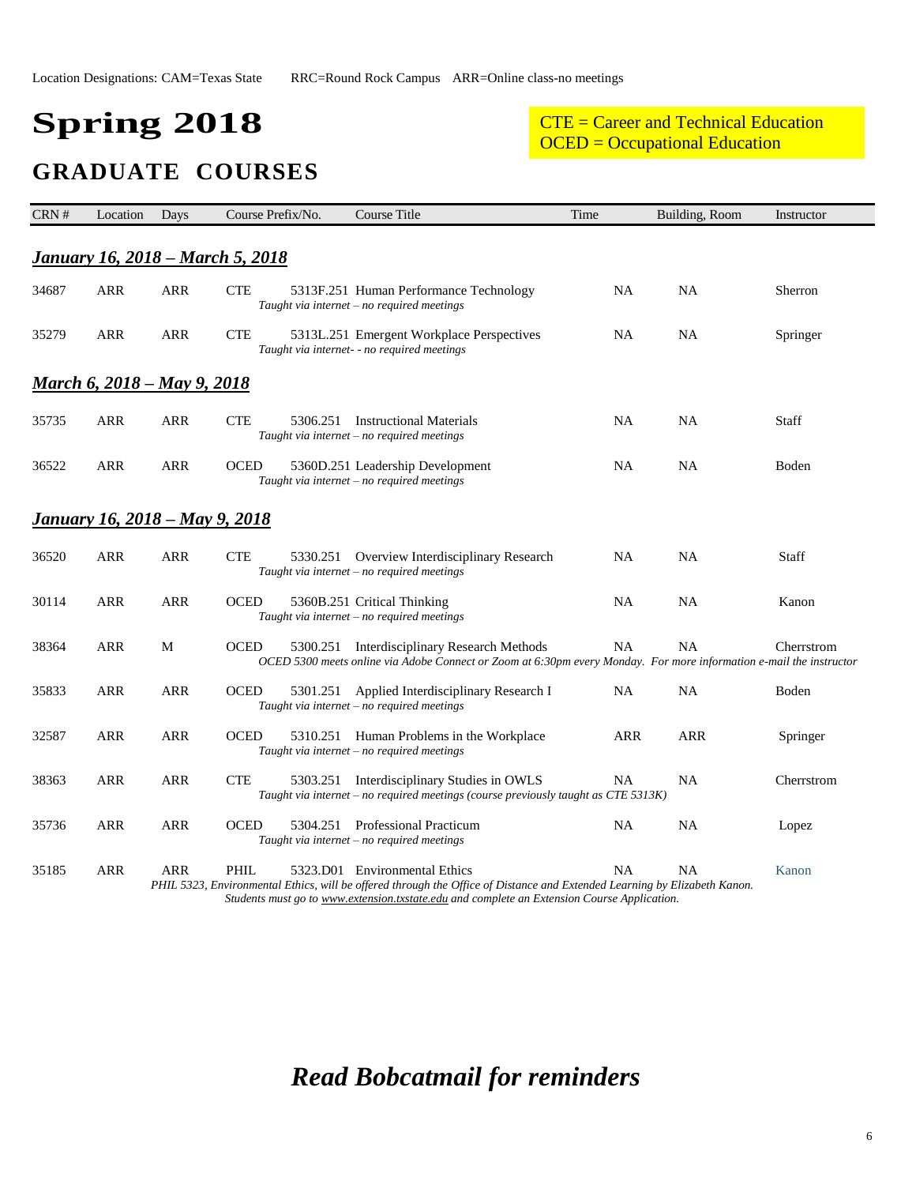Location Designations: CAM=Texas State RRC=Round Rock Campus ARR=Online class-no meetings

# Spring 2018

CTE = Career and Technical Education
OCED = Occupational Education

## GRADUATE COURSES

| CRN # | Location | Days | Course Prefix/No. | Course Title | Time | Building, Room | Instructor |
|---|---|---|---|---|---|---|---|
| ***January 16, 2018 – March 5, 2018*** | | | | | | | |
| 34687 | ARR | ARR | CTE 5313F.251 | Human Performance Technology *Taught via internet – no required meetings* | NA | NA | Sherron |
| 35279 | ARR | ARR | CTE 5313L.251 | Emergent Workplace Perspectives *Taught via internet- - no required meetings* | NA | NA | Springer |
| ***March 6, 2018 – May 9, 2018*** | | | | | | | |
| 35735 | ARR | ARR | CTE 5306.251 | Instructional Materials *Taught via internet – no required meetings* | NA | NA | Staff |
| 36522 | ARR | ARR | OCED 5360D.251 | Leadership Development *Taught via internet – no required meetings* | NA | NA | Boden |
| ***January 16, 2018 – May 9, 2018*** | | | | | | | |
| 36520 | ARR | ARR | CTE 5330.251 | Overview Interdisciplinary Research *Taught via internet – no required meetings* | NA | NA | Staff |
| 30114 | ARR | ARR | OCED 5360B.251 | Critical Thinking *Taught via internet – no required meetings* | NA | NA | Kanon |
| 38364 | ARR | M | OCED 5300.251 | Interdisciplinary Research Methods *OCED 5300 meets online via Adobe Connect or Zoom at 6:30pm every Monday. For more information e-mail the instructor* | NA | NA | Cherrstrom |
| 35833 | ARR | ARR | OCED 5301.251 | Applied Interdisciplinary Research I *Taught via internet – no required meetings* | NA | NA | Boden |
| 32587 | ARR | ARR | OCED 5310.251 | Human Problems in the Workplace *Taught via internet – no required meetings* | ARR | ARR | Springer |
| 38363 | ARR | ARR | CTE 5303.251 | Interdisciplinary Studies in OWLS *Taught via internet – no required meetings (course previously taught as CTE 5313K)* | NA | NA | Cherrstrom |
| 35736 | ARR | ARR | OCED 5304.251 | Professional Practicum *Taught via internet – no required meetings* | NA | NA | Lopez |
| 35185 | ARR | ARR | PHIL 5323.D01 | Environmental Ethics *PHIL 5323, Environmental Ethics, will be offered through the Office of Distance and Extended Learning by Elizabeth Kanon. Students must go to www.extension.txstate.edu and complete an Extension Course Application.* | NA | NA | Kanon |

## *Read Bobcatmail for reminders*